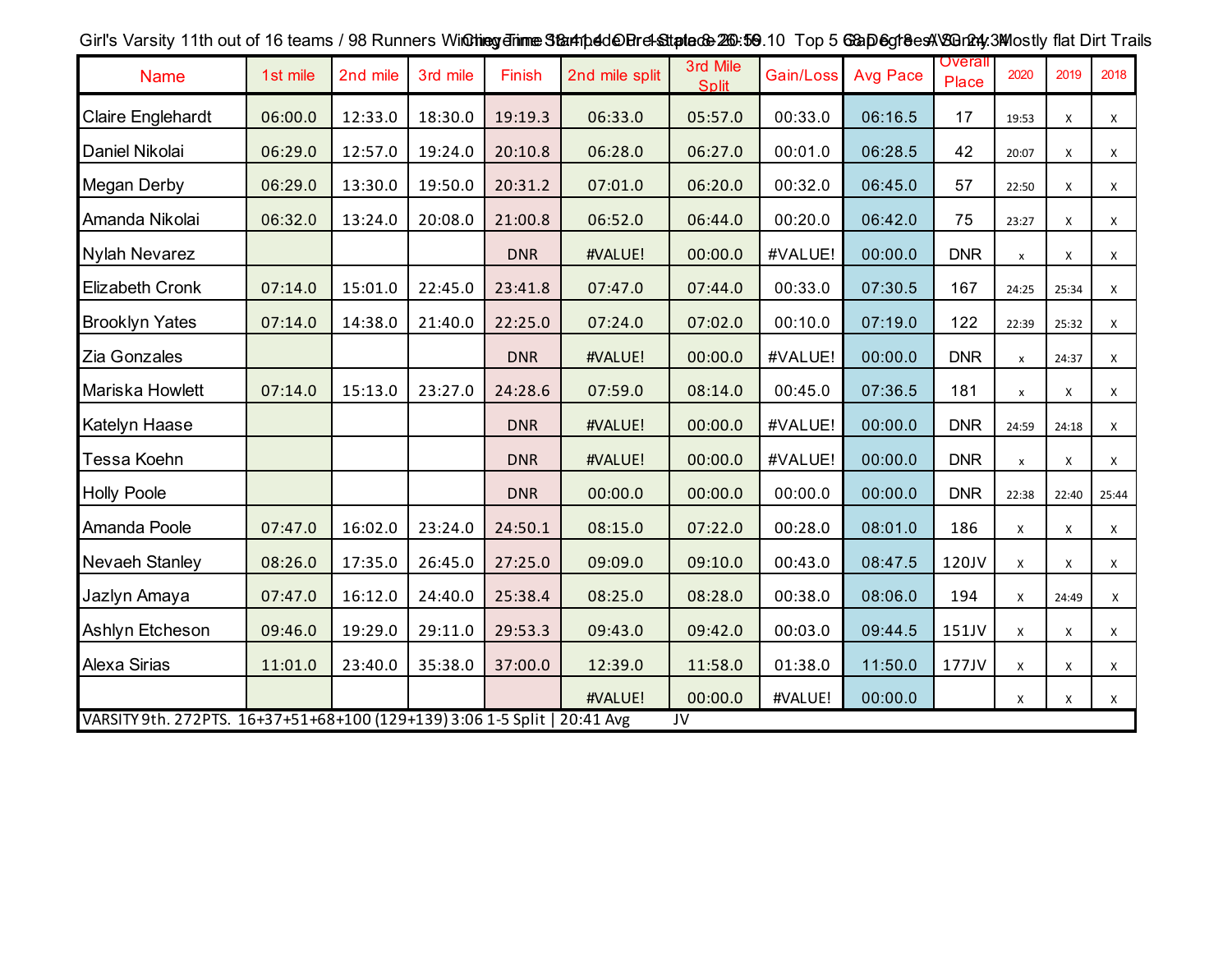Girl's Varsity 11th out of 16 teams / 98 Runners Winning Time 18:41.4 OP 1st place 20:59.10 Top 5 Gap 6:18 Avg 22:34 Cheyenne Stampede Pre-State 8-26-19 68 Degrees / Sunny Mostly flat Dirt Trails

| Name | 1st mile | 2nd mile | 3rd mile | Finish | 2nd mile split | 3rd Mile Split | Gain/Loss | Avg Pace | Overall Place | 2020 | 2019 | 2018 |
|---|---|---|---|---|---|---|---|---|---|---|---|---|
| Claire Englehardt | 06:00.0 | 12:33.0 | 18:30.0 | 19:19.3 | 06:33.0 | 05:57.0 | 00:33.0 | 06:16.5 | 17 | 19:53 | x | x |
| Daniel Nikolai | 06:29.0 | 12:57.0 | 19:24.0 | 20:10.8 | 06:28.0 | 06:27.0 | 00:01.0 | 06:28.5 | 42 | 20:07 | x | x |
| Megan Derby | 06:29.0 | 13:30.0 | 19:50.0 | 20:31.2 | 07:01.0 | 06:20.0 | 00:32.0 | 06:45.0 | 57 | 22:50 | x | x |
| Amanda Nikolai | 06:32.0 | 13:24.0 | 20:08.0 | 21:00.8 | 06:52.0 | 06:44.0 | 00:20.0 | 06:42.0 | 75 | 23:27 | x | x |
| Nylah Nevarez | | | | DNR | #VALUE! | 00:00.0 | #VALUE! | 00:00.0 | DNR | x | x | x |
| Elizabeth Cronk | 07:14.0 | 15:01.0 | 22:45.0 | 23:41.8 | 07:47.0 | 07:44.0 | 00:33.0 | 07:30.5 | 167 | 24:25 | 25:34 | x |
| Brooklyn Yates | 07:14.0 | 14:38.0 | 21:40.0 | 22:25.0 | 07:24.0 | 07:02.0 | 00:10.0 | 07:19.0 | 122 | 22:39 | 25:32 | x |
| Zia Gonzales | | | | DNR | #VALUE! | 00:00.0 | #VALUE! | 00:00.0 | DNR | x | 24:37 | x |
| Mariska Howlett | 07:14.0 | 15:13.0 | 23:27.0 | 24:28.6 | 07:59.0 | 08:14.0 | 00:45.0 | 07:36.5 | 181 | x | x | x |
| Katelyn Haase | | | | DNR | #VALUE! | 00:00.0 | #VALUE! | 00:00.0 | DNR | 24:59 | 24:18 | x |
| Tessa Koehn | | | | DNR | #VALUE! | 00:00.0 | #VALUE! | 00:00.0 | DNR | x | x | x |
| Holly Poole | | | | DNR | 00:00.0 | 00:00.0 | 00:00.0 | 00:00.0 | DNR | 22:38 | 22:40 | 25:44 |
| Amanda Poole | 07:47.0 | 16:02.0 | 23:24.0 | 24:50.1 | 08:15.0 | 07:22.0 | 00:28.0 | 08:01.0 | 186 | x | x | x |
| Nevaeh Stanley | 08:26.0 | 17:35.0 | 26:45.0 | 27:25.0 | 09:09.0 | 09:10.0 | 00:43.0 | 08:47.5 | 120JV | x | x | x |
| Jazlyn Amaya | 07:47.0 | 16:12.0 | 24:40.0 | 25:38.4 | 08:25.0 | 08:28.0 | 00:38.0 | 08:06.0 | 194 | x | 24:49 | x |
| Ashlyn Etcheson | 09:46.0 | 19:29.0 | 29:11.0 | 29:53.3 | 09:43.0 | 09:42.0 | 00:03.0 | 09:44.5 | 151JV | x | x | x |
| Alexa Sirias | 11:01.0 | 23:40.0 | 35:38.0 | 37:00.0 | 12:39.0 | 11:58.0 | 01:38.0 | 11:50.0 | 177JV | x | x | x |
| | | | | | #VALUE! | 00:00.0 | #VALUE! | 00:00.0 | | x | x | x |

VARSITY 9th. 272PTS. 16+37+51+68+100 (129+139) 3:06 1-5 Split | 20:41 Avg JV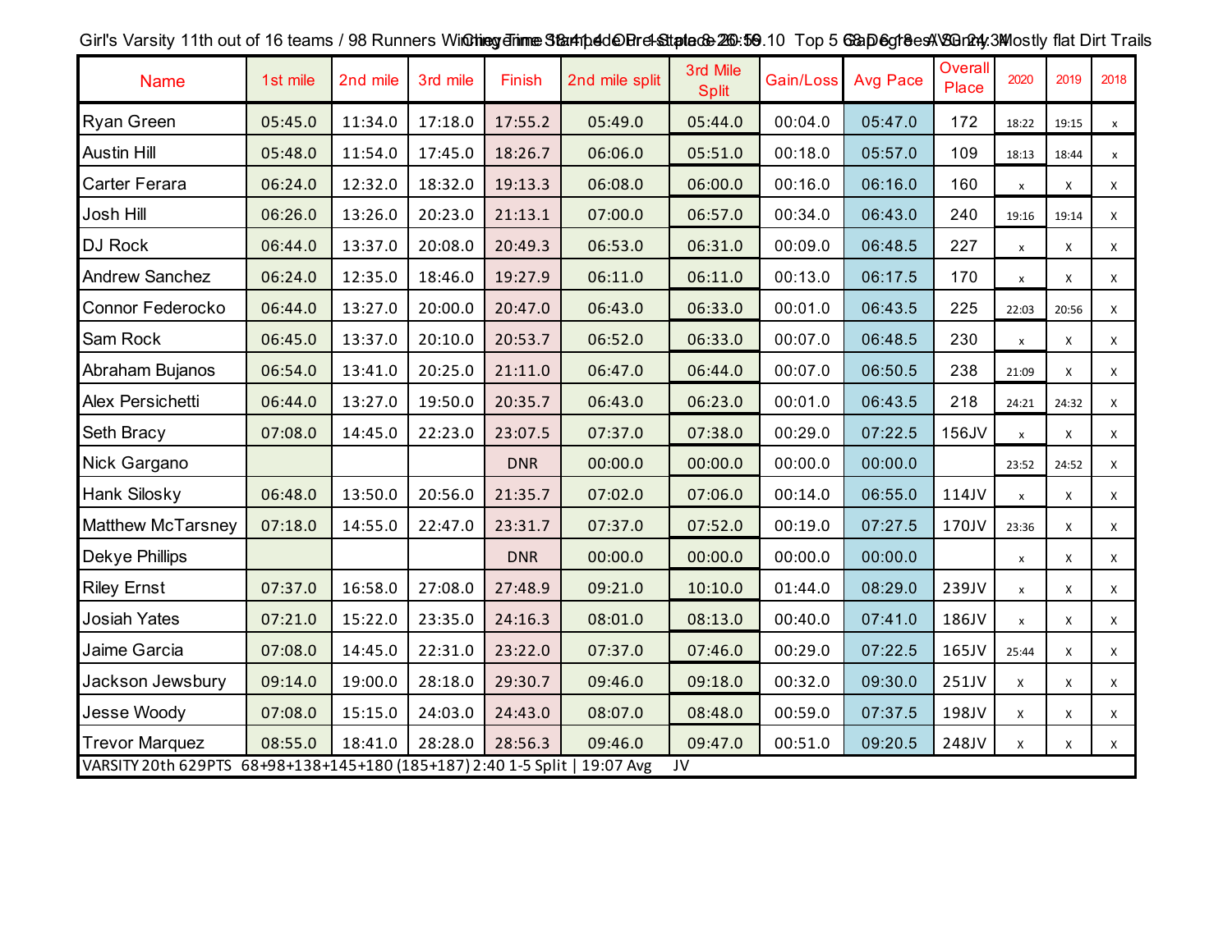Girl's Varsity 11th out of 16 teams / 98 Runners Winning Time 18:41.4 Cheyenne Stampede Pre-State 1-5 Split 2:20.10 Top 5 Avg 20:59.10 Place 8 Top 5 68 Degrees Sunny 30-24.3 Mostly flat Dirt Trails

| Name | 1st mile | 2nd mile | 3rd mile | Finish | 2nd mile split | 3rd Mile Split | Gain/Loss | Avg Pace | Overall Place | 2020 | 2019 | 2018 |
|---|---|---|---|---|---|---|---|---|---|---|---|---|
| Ryan Green | 05:45.0 | 11:34.0 | 17:18.0 | 17:55.2 | 05:49.0 | 05:44.0 | 00:04.0 | 05:47.0 | 172 | 18:22 | 19:15 | x |
| Austin Hill | 05:48.0 | 11:54.0 | 17:45.0 | 18:26.7 | 06:06.0 | 05:51.0 | 00:18.0 | 05:57.0 | 109 | 18:13 | 18:44 | x |
| Carter Ferara | 06:24.0 | 12:32.0 | 18:32.0 | 19:13.3 | 06:08.0 | 06:00.0 | 00:16.0 | 06:16.0 | 160 | x | x | x |
| Josh Hill | 06:26.0 | 13:26.0 | 20:23.0 | 21:13.1 | 07:00.0 | 06:57.0 | 00:34.0 | 06:43.0 | 240 | 19:16 | 19:14 | x |
| DJ Rock | 06:44.0 | 13:37.0 | 20:08.0 | 20:49.3 | 06:53.0 | 06:31.0 | 00:09.0 | 06:48.5 | 227 | x | x | x |
| Andrew Sanchez | 06:24.0 | 12:35.0 | 18:46.0 | 19:27.9 | 06:11.0 | 06:11.0 | 00:13.0 | 06:17.5 | 170 | x | x | x |
| Connor Federocko | 06:44.0 | 13:27.0 | 20:00.0 | 20:47.0 | 06:43.0 | 06:33.0 | 00:01.0 | 06:43.5 | 225 | 22:03 | 20:56 | x |
| Sam Rock | 06:45.0 | 13:37.0 | 20:10.0 | 20:53.7 | 06:52.0 | 06:33.0 | 00:07.0 | 06:48.5 | 230 | x | x | x |
| Abraham Bujanos | 06:54.0 | 13:41.0 | 20:25.0 | 21:11.0 | 06:47.0 | 06:44.0 | 00:07.0 | 06:50.5 | 238 | 21:09 | x | x |
| Alex Persichetti | 06:44.0 | 13:27.0 | 19:50.0 | 20:35.7 | 06:43.0 | 06:23.0 | 00:01.0 | 06:43.5 | 218 | 24:21 | 24:32 | x |
| Seth Bracy | 07:08.0 | 14:45.0 | 22:23.0 | 23:07.5 | 07:37.0 | 07:38.0 | 00:29.0 | 07:22.5 | 156JV | x | x | x |
| Nick Gargano | | | | DNR | 00:00.0 | 00:00.0 | 00:00.0 | 00:00.0 | | 23:52 | 24:52 | x |
| Hank Silosky | 06:48.0 | 13:50.0 | 20:56.0 | 21:35.7 | 07:02.0 | 07:06.0 | 00:14.0 | 06:55.0 | 114JV | x | x | x |
| Matthew McTarsney | 07:18.0 | 14:55.0 | 22:47.0 | 23:31.7 | 07:37.0 | 07:52.0 | 00:19.0 | 07:27.5 | 170JV | 23:36 | x | x |
| Dekye Phillips | | | | DNR | 00:00.0 | 00:00.0 | 00:00.0 | 00:00.0 | | x | x | x |
| Riley Ernst | 07:37.0 | 16:58.0 | 27:08.0 | 27:48.9 | 09:21.0 | 10:10.0 | 01:44.0 | 08:29.0 | 239JV | x | x | x |
| Josiah Yates | 07:21.0 | 15:22.0 | 23:35.0 | 24:16.3 | 08:01.0 | 08:13.0 | 00:40.0 | 07:41.0 | 186JV | x | x | x |
| Jaime Garcia | 07:08.0 | 14:45.0 | 22:31.0 | 23:22.0 | 07:37.0 | 07:46.0 | 00:29.0 | 07:22.5 | 165JV | 25:44 | x | x |
| Jackson Jewsbury | 09:14.0 | 19:00.0 | 28:18.0 | 29:30.7 | 09:46.0 | 09:18.0 | 00:32.0 | 09:30.0 | 251JV | x | x | x |
| Jesse Woody | 07:08.0 | 15:15.0 | 24:03.0 | 24:43.0 | 08:07.0 | 08:48.0 | 00:59.0 | 07:37.5 | 198JV | x | x | x |
| Trevor Marquez | 08:55.0 | 18:41.0 | 28:28.0 | 28:56.3 | 09:46.0 | 09:47.0 | 00:51.0 | 09:20.5 | 248JV | x | x | x |

VARSITY 20th 629PTS 68+98+138+145+180 (185+187) 2:40 1-5 Split | 19:07 Avg JV